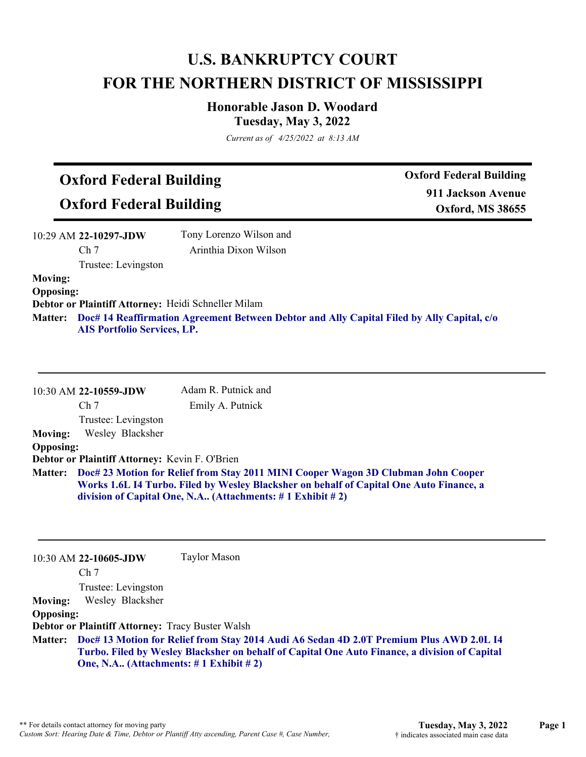# U.S. BANKRUPTCY COURT
# FOR THE NORTHERN DISTRICT OF MISSISSIPPI

### Honorable Jason D. Woodard
### Tuesday, May 3, 2022

*Current as of 4/25/2022 at 8:13 AM*

## Oxford Federal Building
## Oxford Federal Building

**Oxford Federal Building**
**911 Jackson Avenue**
**Oxford, MS 38655**

---

10:29 AM **22-10297-JDW** Tony Lorenzo Wilson and Arinthia Dixon Wilson
Ch 7
Trustee: Levingston

**Moving:**
**Opposing:**
**Debtor or Plaintiff Attorney:** Heidi Schneller Milam
**Matter:** **Doc# 14 Reaffirmation Agreement Between Debtor and Ally Capital Filed by Ally Capital, c/o AIS Portfolio Services, LP.**

---

10:30 AM **22-10559-JDW** Adam R. Putnick and Emily A. Putnick
Ch 7
Trustee: Levingston

**Moving:** Wesley Blacksher
**Opposing:**
**Debtor or Plaintiff Attorney:** Kevin F. O'Brien
**Matter:** **Doc# 23 Motion for Relief from Stay 2011 MINI Cooper Wagon 3D Clubman John Cooper Works 1.6L I4 Turbo. Filed by Wesley Blacksher on behalf of Capital One Auto Finance, a division of Capital One, N.A.. (Attachments: # 1 Exhibit # 2)**

---

10:30 AM **22-10605-JDW** Taylor Mason
Ch 7
Trustee: Levingston

**Moving:** Wesley Blacksher
**Opposing:**
**Debtor or Plaintiff Attorney:** Tracy Buster Walsh
**Matter:** **Doc# 13 Motion for Relief from Stay 2014 Audi A6 Sedan 4D 2.0T Premium Plus AWD 2.0L I4 Turbo. Filed by Wesley Blacksher on behalf of Capital One Auto Finance, a division of Capital One, N.A.. (Attachments: # 1 Exhibit # 2)**

---

\*\* For details contact attorney for moving party
*Custom Sort: Hearing Date & Time, Debtor or Plantiff Atty ascending, Parent Case #, Case Number,*
† indicates associated main case data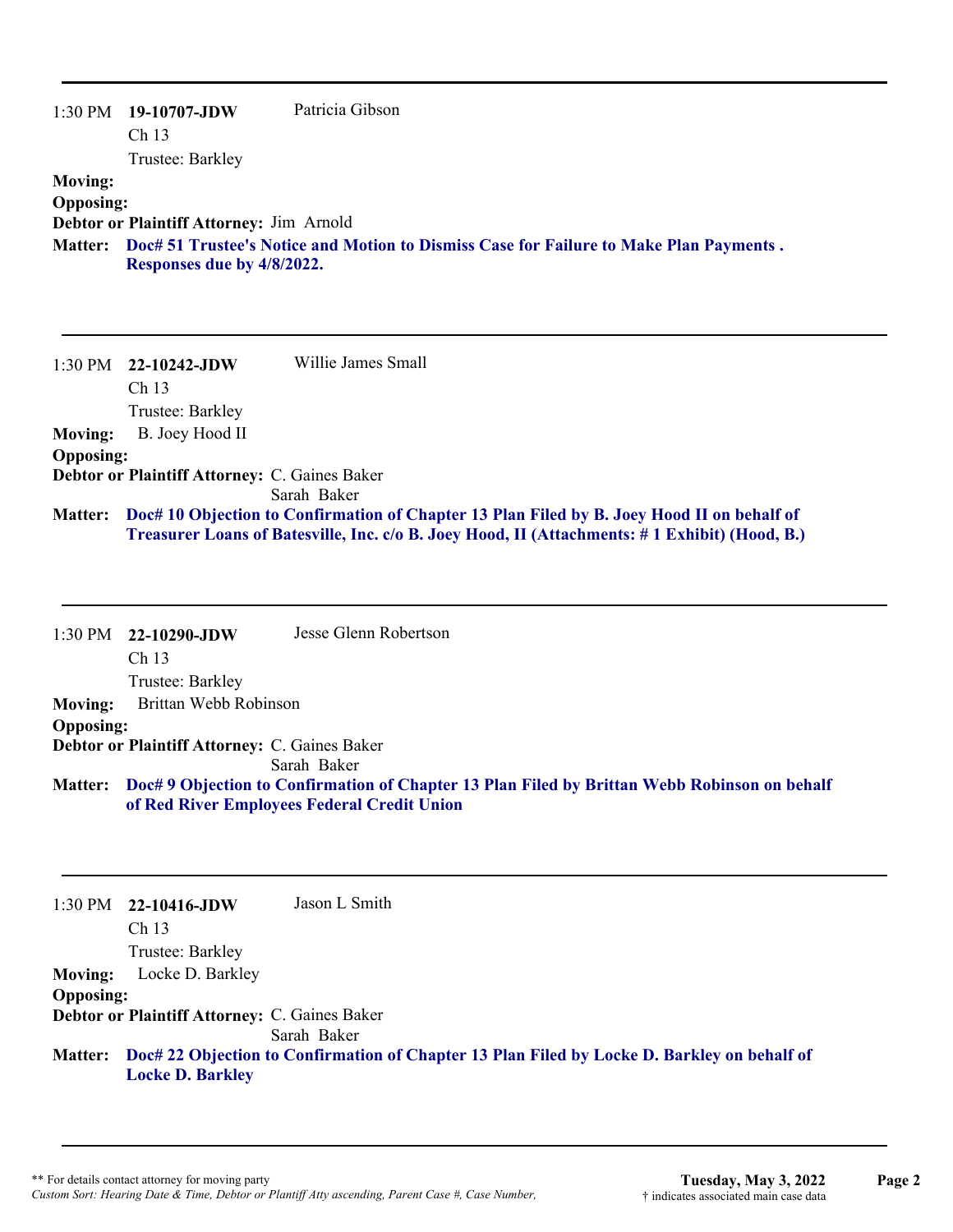---

1:30 PM **19-10707-JDW** Patricia Gibson
Ch 13
Trustee: Barkley

**Moving:**
**Opposing:**
**Debtor or Plaintiff Attorney:** Jim Arnold
**Matter:** **Doc# 51 Trustee's Notice and Motion to Dismiss Case for Failure to Make Plan Payments . Responses due by 4/8/2022.**

---

1:30 PM **22-10242-JDW** Willie James Small
Ch 13
Trustee: Barkley

**Moving:** B. Joey Hood II
**Opposing:**
**Debtor or Plaintiff Attorney:** C. Gaines Baker
Sarah Baker
**Matter:** **Doc# 10 Objection to Confirmation of Chapter 13 Plan Filed by B. Joey Hood II on behalf of Treasurer Loans of Batesville, Inc. c/o B. Joey Hood, II (Attachments: # 1 Exhibit) (Hood, B.)**

---

1:30 PM **22-10290-JDW** Jesse Glenn Robertson
Ch 13
Trustee: Barkley

**Moving:** Brittan Webb Robinson
**Opposing:**
**Debtor or Plaintiff Attorney:** C. Gaines Baker
Sarah Baker
**Matter:** **Doc# 9 Objection to Confirmation of Chapter 13 Plan Filed by Brittan Webb Robinson on behalf of Red River Employees Federal Credit Union**

---

1:30 PM **22-10416-JDW** Jason L Smith
Ch 13
Trustee: Barkley

**Moving:** Locke D. Barkley
**Opposing:**
**Debtor or Plaintiff Attorney:** C. Gaines Baker
Sarah Baker
**Matter:** **Doc# 22 Objection to Confirmation of Chapter 13 Plan Filed by Locke D. Barkley on behalf of Locke D. Barkley**

---

** For details contact attorney for moving party
*Custom Sort: Hearing Date & Time, Debtor or Plantiff Atty ascending, Parent Case #, Case Number,*

**Tuesday, May 3, 2022**
† indicates associated main case data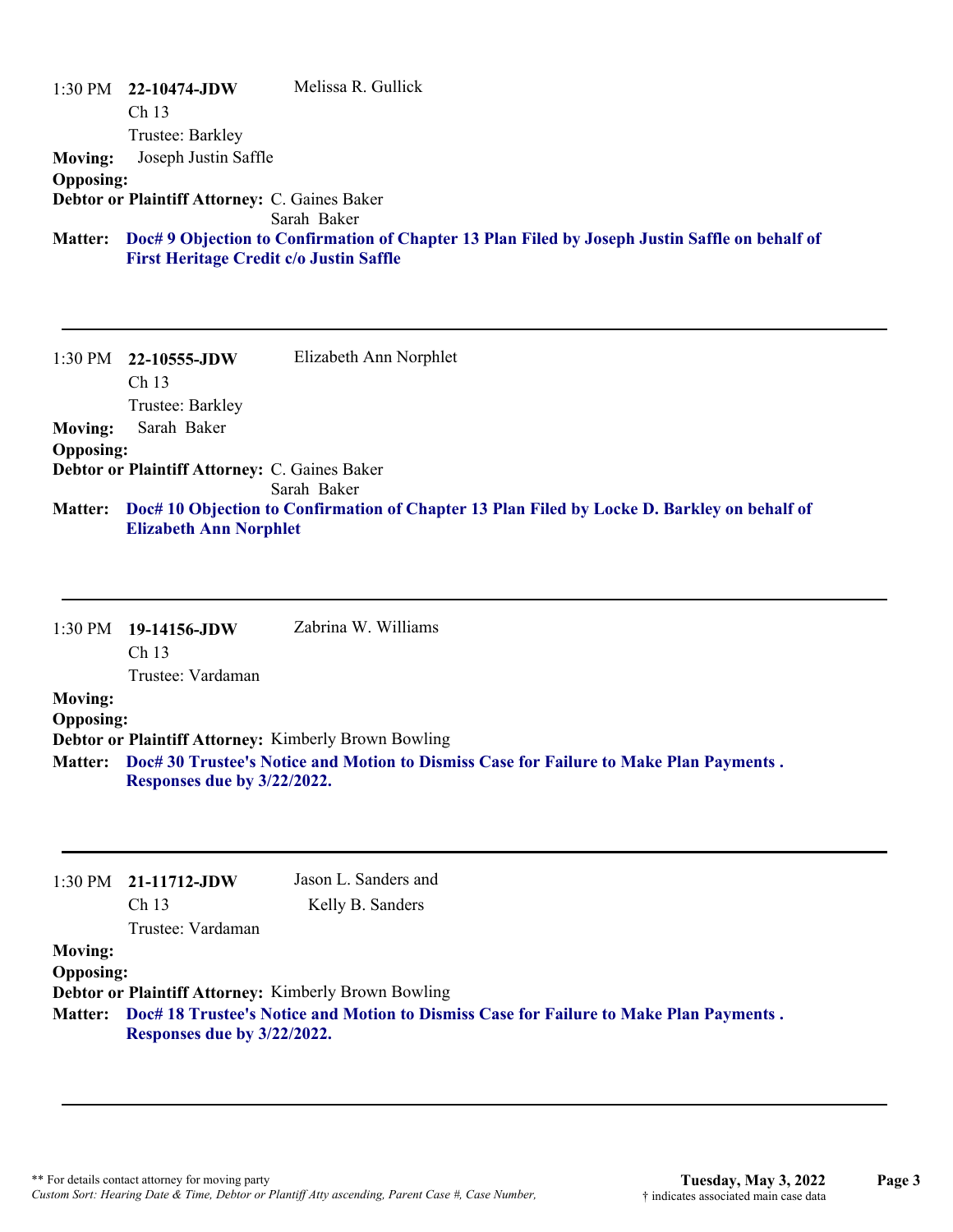1:30 PM **22-10474-JDW** Melissa R. Gullick
Ch 13
Trustee: Barkley

**Moving:** Joseph Justin Saffle
**Opposing:**
**Debtor or Plaintiff Attorney:** C. Gaines Baker
Sarah Baker
**Matter:** **Doc# 9 Objection to Confirmation of Chapter 13 Plan Filed by Joseph Justin Saffle on behalf of First Heritage Credit c/o Justin Saffle**

---

1:30 PM **22-10555-JDW** Elizabeth Ann Norphlet
Ch 13
Trustee: Barkley

**Moving:** Sarah Baker
**Opposing:**
**Debtor or Plaintiff Attorney:** C. Gaines Baker
Sarah Baker
**Matter:** **Doc# 10 Objection to Confirmation of Chapter 13 Plan Filed by Locke D. Barkley on behalf of Elizabeth Ann Norphlet**

---

1:30 PM **19-14156-JDW** Zabrina W. Williams
Ch 13
Trustee: Vardaman

**Moving:**
**Opposing:**
**Debtor or Plaintiff Attorney:** Kimberly Brown Bowling
**Matter:** **Doc# 30 Trustee's Notice and Motion to Dismiss Case for Failure to Make Plan Payments . Responses due by 3/22/2022.**

---

1:30 PM **21-11712-JDW** Jason L. Sanders and
Kelly B. Sanders
Ch 13
Trustee: Vardaman

**Moving:**
**Opposing:**
**Debtor or Plaintiff Attorney:** Kimberly Brown Bowling
**Matter:** **Doc# 18 Trustee's Notice and Motion to Dismiss Case for Failure to Make Plan Payments . Responses due by 3/22/2022.**

---

** For details contact attorney for moving party
*Custom Sort: Hearing Date & Time, Debtor or Plantiff Atty ascending, Parent Case #, Case Number,*

**Tuesday, May 3, 2022**
† indicates associated main case data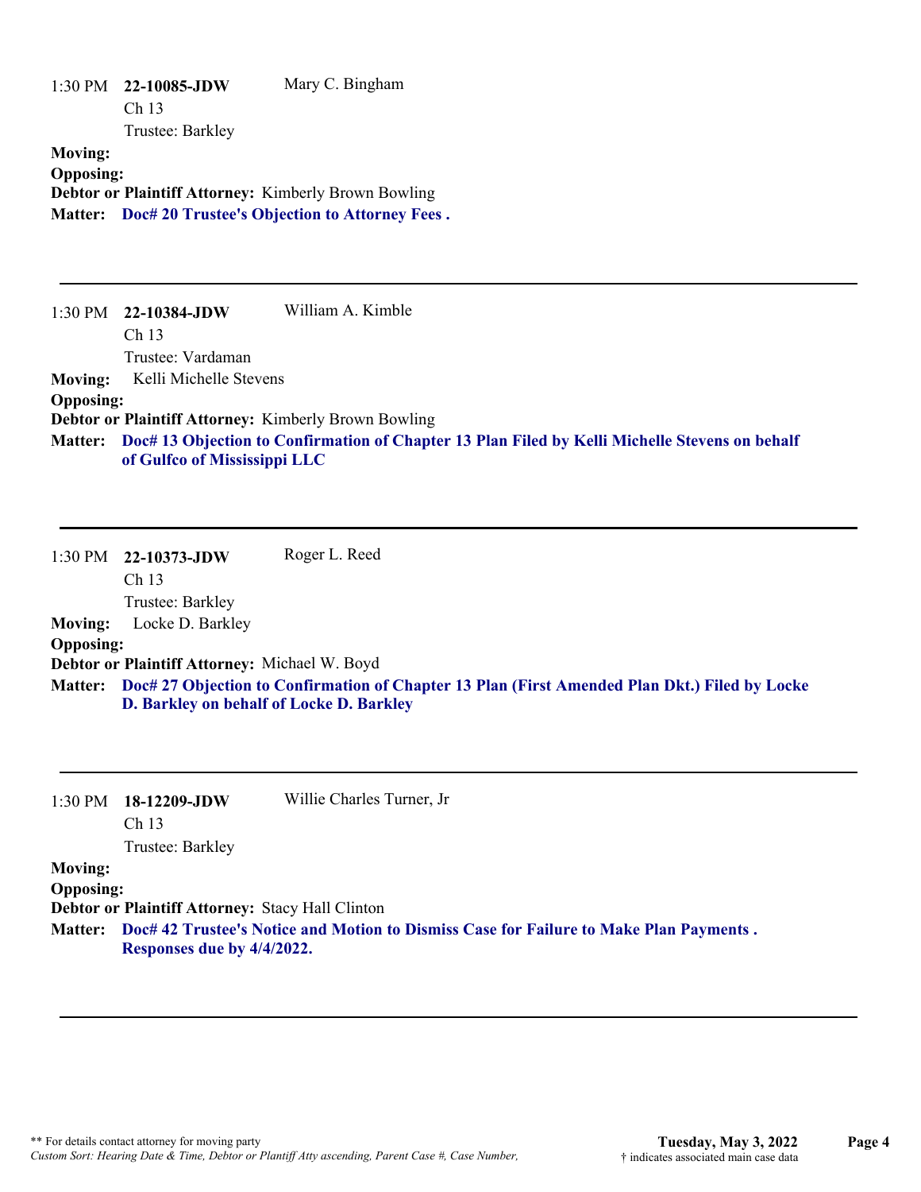1:30 PM **22-10085-JDW** Mary C. Bingham
Ch 13
Trustee: Barkley

**Moving:**
**Opposing:**
**Debtor or Plaintiff Attorney:** Kimberly Brown Bowling
**Matter:** **Doc# 20 Trustee's Objection to Attorney Fees .**

---

1:30 PM **22-10384-JDW** William A. Kimble
Ch 13
Trustee: Vardaman

**Moving:** Kelli Michelle Stevens
**Opposing:**
**Debtor or Plaintiff Attorney:** Kimberly Brown Bowling
**Matter:** **Doc# 13 Objection to Confirmation of Chapter 13 Plan Filed by Kelli Michelle Stevens on behalf of Gulfco of Mississippi LLC**

---

1:30 PM **22-10373-JDW** Roger L. Reed
Ch 13
Trustee: Barkley

**Moving:** Locke D. Barkley
**Opposing:**
**Debtor or Plaintiff Attorney:** Michael W. Boyd
**Matter:** **Doc# 27 Objection to Confirmation of Chapter 13 Plan (First Amended Plan Dkt.) Filed by Locke D. Barkley on behalf of Locke D. Barkley**

---

1:30 PM **18-12209-JDW** Willie Charles Turner, Jr
Ch 13
Trustee: Barkley

**Moving:**
**Opposing:**
**Debtor or Plaintiff Attorney:** Stacy Hall Clinton
**Matter:** **Doc# 42 Trustee's Notice and Motion to Dismiss Case for Failure to Make Plan Payments . Responses due by 4/4/2022.**

---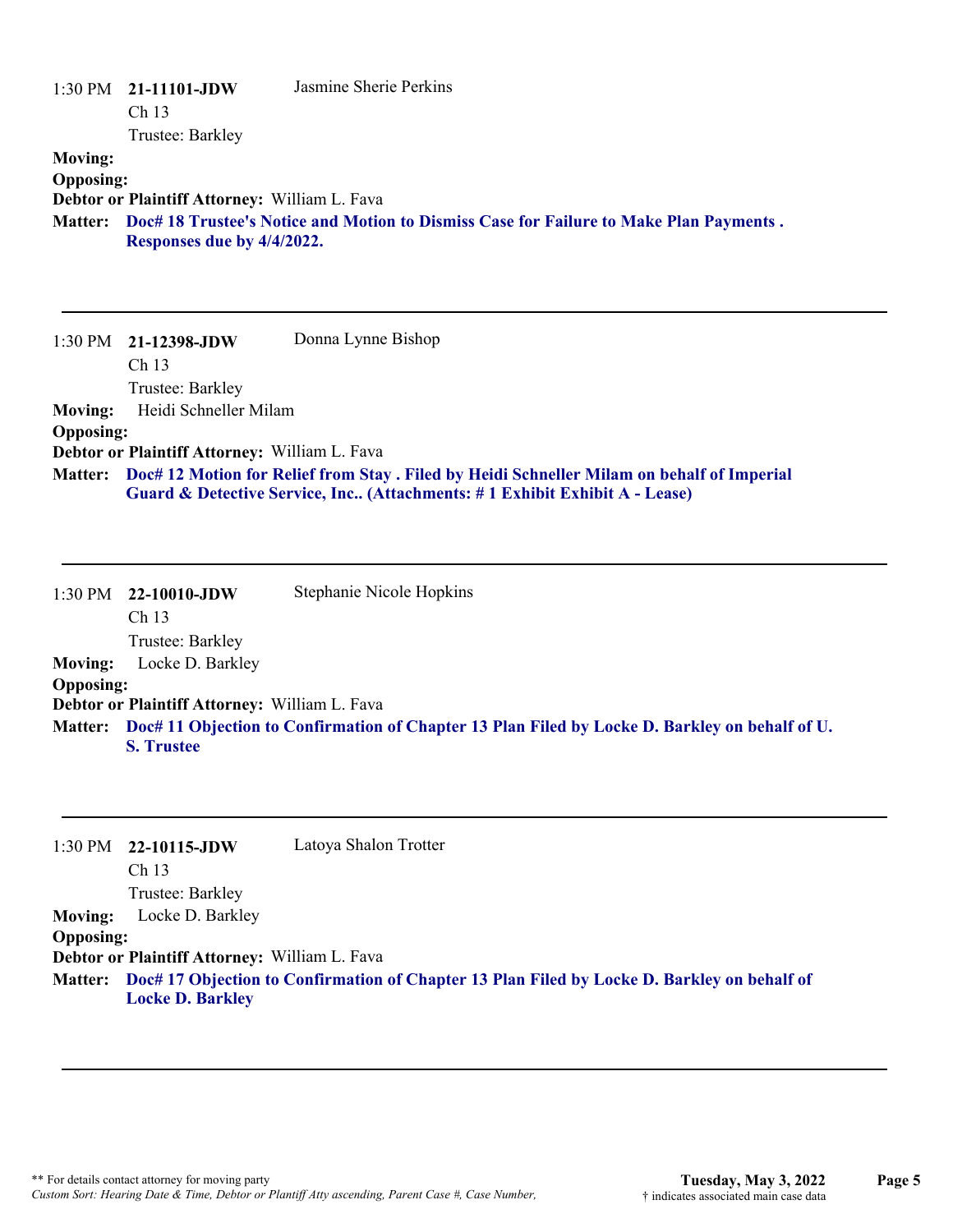1:30 PM **21-11101-JDW** Jasmine Sherie Perkins
Ch 13
Trustee: Barkley

**Moving:**
**Opposing:**
**Debtor or Plaintiff Attorney:** William L. Fava
**Matter:** **Doc# 18 Trustee's Notice and Motion to Dismiss Case for Failure to Make Plan Payments . Responses due by 4/4/2022.**

---

1:30 PM **21-12398-JDW** Donna Lynne Bishop
Ch 13
Trustee: Barkley

**Moving:** Heidi Schneller Milam
**Opposing:**
**Debtor or Plaintiff Attorney:** William L. Fava
**Matter:** **Doc# 12 Motion for Relief from Stay . Filed by Heidi Schneller Milam on behalf of Imperial Guard & Detective Service, Inc.. (Attachments: # 1 Exhibit Exhibit A - Lease)**

---

1:30 PM **22-10010-JDW** Stephanie Nicole Hopkins
Ch 13
Trustee: Barkley

**Moving:** Locke D. Barkley
**Opposing:**
**Debtor or Plaintiff Attorney:** William L. Fava
**Matter:** **Doc# 11 Objection to Confirmation of Chapter 13 Plan Filed by Locke D. Barkley on behalf of U. S. Trustee**

---

1:30 PM **22-10115-JDW** Latoya Shalon Trotter
Ch 13
Trustee: Barkley

**Moving:** Locke D. Barkley
**Opposing:**
**Debtor or Plaintiff Attorney:** William L. Fava
**Matter:** **Doc# 17 Objection to Confirmation of Chapter 13 Plan Filed by Locke D. Barkley on behalf of Locke D. Barkley**

---

** For details contact attorney for moving party
*Custom Sort: Hearing Date & Time, Debtor or Plantiff Atty ascending, Parent Case #, Case Number,*

**Tuesday, May 3, 2022**
† indicates associated main case data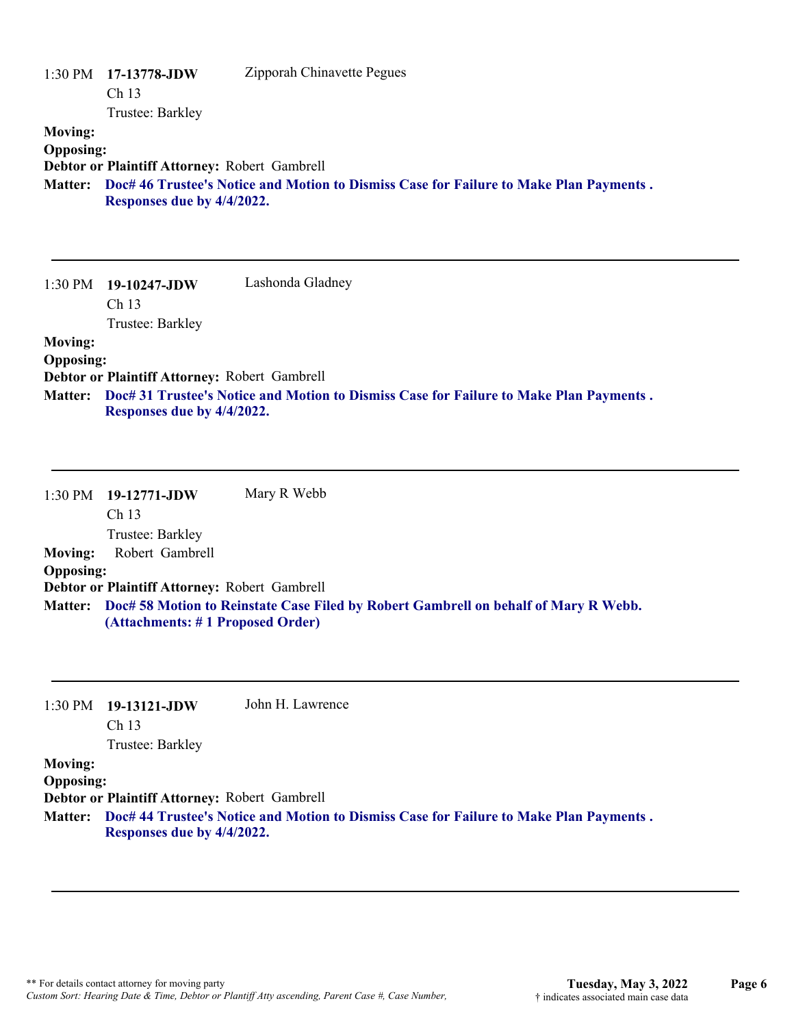1:30 PM **17-13778-JDW** Zipporah Chinavette Pegues
Ch 13
Trustee: Barkley

**Moving:**
**Opposing:**
**Debtor or Plaintiff Attorney:** Robert Gambrell
**Matter:** **Doc# 46 Trustee's Notice and Motion to Dismiss Case for Failure to Make Plan Payments . Responses due by 4/4/2022.**

---

1:30 PM **19-10247-JDW** Lashonda Gladney
Ch 13
Trustee: Barkley

**Moving:**
**Opposing:**
**Debtor or Plaintiff Attorney:** Robert Gambrell
**Matter:** **Doc# 31 Trustee's Notice and Motion to Dismiss Case for Failure to Make Plan Payments . Responses due by 4/4/2022.**

---

1:30 PM **19-12771-JDW** Mary R Webb
Ch 13
Trustee: Barkley

**Moving:** Robert Gambrell
**Opposing:**
**Debtor or Plaintiff Attorney:** Robert Gambrell
**Matter:** **Doc# 58 Motion to Reinstate Case Filed by Robert Gambrell on behalf of Mary R Webb. (Attachments: # 1 Proposed Order)**

---

1:30 PM **19-13121-JDW** John H. Lawrence
Ch 13
Trustee: Barkley

**Moving:**
**Opposing:**
**Debtor or Plaintiff Attorney:** Robert Gambrell
**Matter:** **Doc# 44 Trustee's Notice and Motion to Dismiss Case for Failure to Make Plan Payments . Responses due by 4/4/2022.**

---

** For details contact attorney for moving party
*Custom Sort: Hearing Date & Time, Debtor or Plantiff Atty ascending, Parent Case #, Case Number,*

**Tuesday, May 3, 2022**
† indicates associated main case data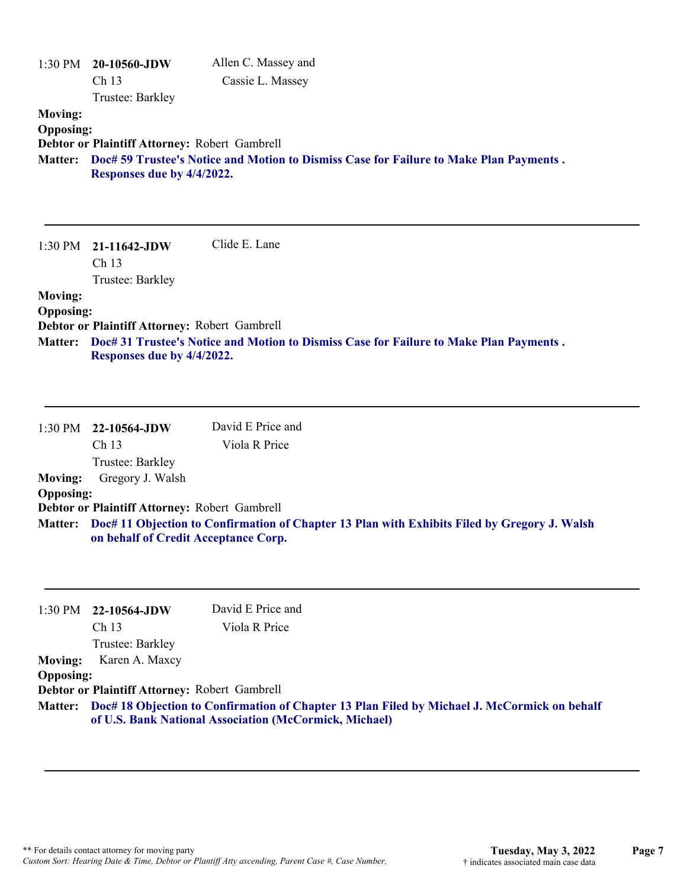1:30 PM **20-10560-JDW** Allen C. Massey and Cassie L. Massey
Ch 13
Trustee: Barkley

**Moving:**
**Opposing:**
**Debtor or Plaintiff Attorney:** Robert Gambrell
**Matter:** **Doc# 59 Trustee's Notice and Motion to Dismiss Case for Failure to Make Plan Payments . Responses due by 4/4/2022.**

---

1:30 PM **21-11642-JDW** Clide E. Lane
Ch 13
Trustee: Barkley

**Moving:**
**Opposing:**
**Debtor or Plaintiff Attorney:** Robert Gambrell
**Matter:** **Doc# 31 Trustee's Notice and Motion to Dismiss Case for Failure to Make Plan Payments . Responses due by 4/4/2022.**

---

1:30 PM **22-10564-JDW** David E Price and Viola R Price
Ch 13
Trustee: Barkley

**Moving:** Gregory J. Walsh
**Opposing:**
**Debtor or Plaintiff Attorney:** Robert Gambrell
**Matter:** **Doc# 11 Objection to Confirmation of Chapter 13 Plan with Exhibits Filed by Gregory J. Walsh on behalf of Credit Acceptance Corp.**

---

1:30 PM **22-10564-JDW** David E Price and Viola R Price
Ch 13
Trustee: Barkley

**Moving:** Karen A. Maxcy
**Opposing:**
**Debtor or Plaintiff Attorney:** Robert Gambrell
**Matter:** **Doc# 18 Objection to Confirmation of Chapter 13 Plan Filed by Michael J. McCormick on behalf of U.S. Bank National Association (McCormick, Michael)**

---

** For details contact attorney for moving party
*Custom Sort: Hearing Date & Time, Debtor or Plantiff Atty ascending, Parent Case #, Case Number,*

**Tuesday, May 3, 2022**
† indicates associated main case data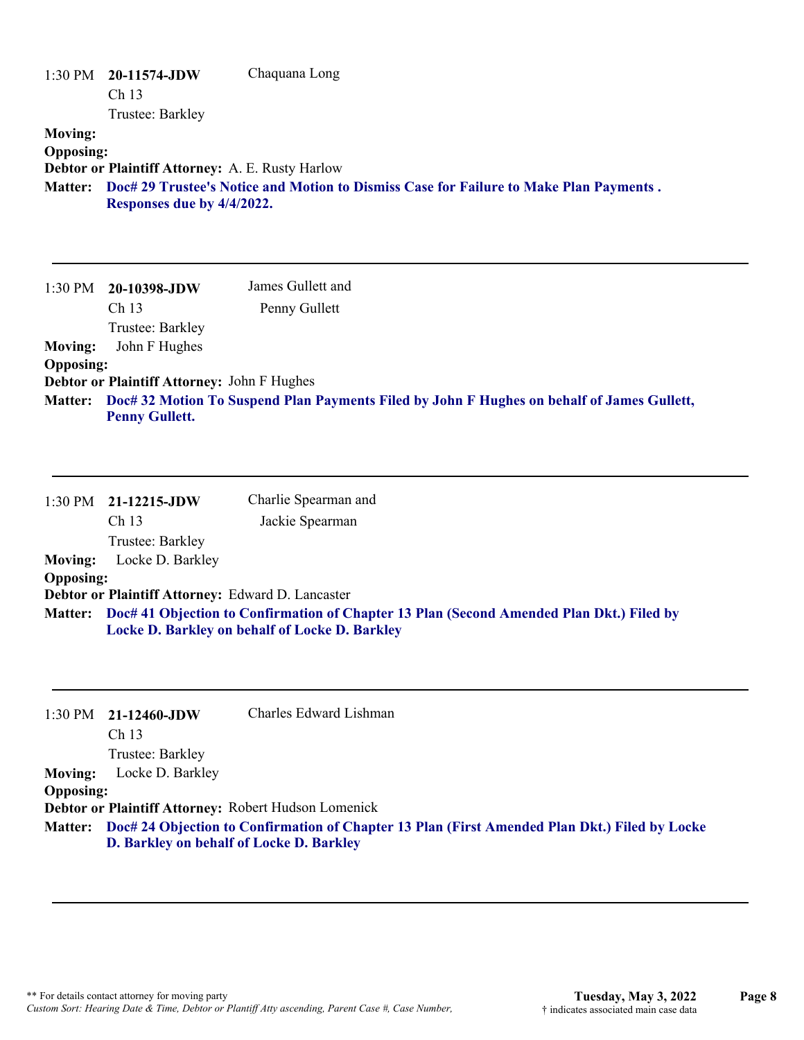1:30 PM **20-11574-JDW** Chaquana Long
Ch 13
Trustee: Barkley

**Moving:**
**Opposing:**
**Debtor or Plaintiff Attorney:** A. E. Rusty Harlow
**Matter:** **Doc# 29 Trustee's Notice and Motion to Dismiss Case for Failure to Make Plan Payments . Responses due by 4/4/2022.**

---

1:30 PM **20-10398-JDW** James Gullett and Penny Gullett
Ch 13
Trustee: Barkley

**Moving:** John F Hughes
**Opposing:**
**Debtor or Plaintiff Attorney:** John F Hughes
**Matter:** **Doc# 32 Motion To Suspend Plan Payments Filed by John F Hughes on behalf of James Gullett, Penny Gullett.**

---

1:30 PM **21-12215-JDW** Charlie Spearman and Jackie Spearman
Ch 13
Trustee: Barkley

**Moving:** Locke D. Barkley
**Opposing:**
**Debtor or Plaintiff Attorney:** Edward D. Lancaster
**Matter:** **Doc# 41 Objection to Confirmation of Chapter 13 Plan (Second Amended Plan Dkt.) Filed by Locke D. Barkley on behalf of Locke D. Barkley**

---

1:30 PM **21-12460-JDW** Charles Edward Lishman
Ch 13
Trustee: Barkley

**Moving:** Locke D. Barkley
**Opposing:**
**Debtor or Plaintiff Attorney:** Robert Hudson Lomenick
**Matter:** **Doc# 24 Objection to Confirmation of Chapter 13 Plan (First Amended Plan Dkt.) Filed by Locke D. Barkley on behalf of Locke D. Barkley**

---

** For details contact attorney for moving party
*Custom Sort: Hearing Date & Time, Debtor or Plantiff Atty ascending, Parent Case #, Case Number,*

**Tuesday, May 3, 2022**
† indicates associated main case data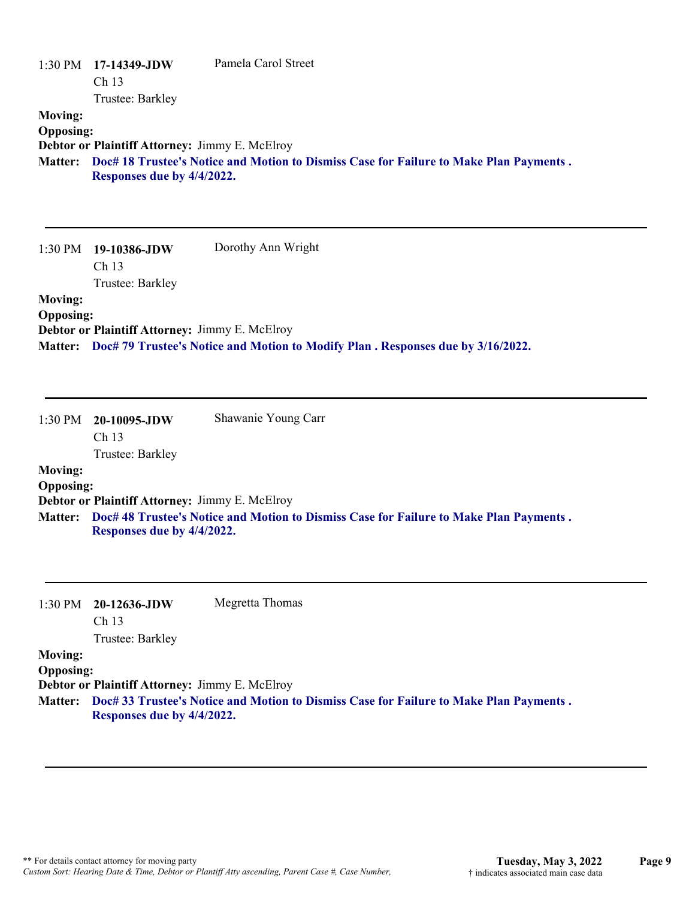1:30 PM **17-14349-JDW** Pamela Carol Street
Ch 13
Trustee: Barkley

**Moving:**
**Opposing:**
**Debtor or Plaintiff Attorney:** Jimmy E. McElroy
**Matter:** **Doc# 18 Trustee's Notice and Motion to Dismiss Case for Failure to Make Plan Payments . Responses due by 4/4/2022.**

---

1:30 PM **19-10386-JDW** Dorothy Ann Wright
Ch 13
Trustee: Barkley

**Moving:**
**Opposing:**
**Debtor or Plaintiff Attorney:** Jimmy E. McElroy
**Matter:** **Doc# 79 Trustee's Notice and Motion to Modify Plan . Responses due by 3/16/2022.**

---

1:30 PM **20-10095-JDW** Shawanie Young Carr
Ch 13
Trustee: Barkley

**Moving:**
**Opposing:**
**Debtor or Plaintiff Attorney:** Jimmy E. McElroy
**Matter:** **Doc# 48 Trustee's Notice and Motion to Dismiss Case for Failure to Make Plan Payments . Responses due by 4/4/2022.**

---

1:30 PM **20-12636-JDW** Megretta Thomas
Ch 13
Trustee: Barkley

**Moving:**
**Opposing:**
**Debtor or Plaintiff Attorney:** Jimmy E. McElroy
**Matter:** **Doc# 33 Trustee's Notice and Motion to Dismiss Case for Failure to Make Plan Payments . Responses due by 4/4/2022.**

---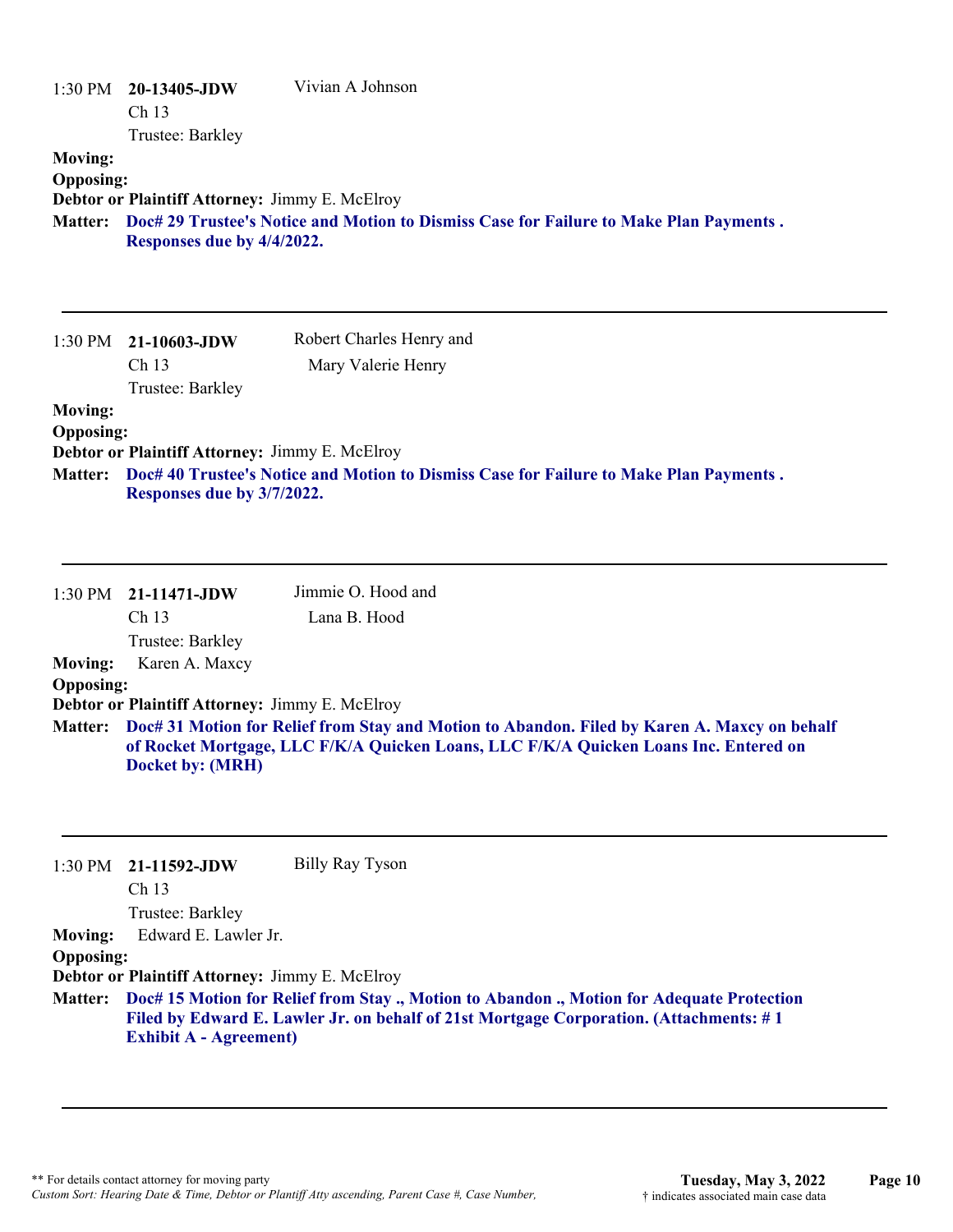1:30 PM **20-13405-JDW** Vivian A Johnson
Ch 13
Trustee: Barkley

**Moving:**
**Opposing:**
**Debtor or Plaintiff Attorney:** Jimmy E. McElroy
**Matter:** **Doc# 29 Trustee's Notice and Motion to Dismiss Case for Failure to Make Plan Payments . Responses due by 4/4/2022.**

---

1:30 PM **21-10603-JDW** Robert Charles Henry and Mary Valerie Henry
Ch 13
Trustee: Barkley

**Moving:**
**Opposing:**
**Debtor or Plaintiff Attorney:** Jimmy E. McElroy
**Matter:** **Doc# 40 Trustee's Notice and Motion to Dismiss Case for Failure to Make Plan Payments . Responses due by 3/7/2022.**

---

1:30 PM **21-11471-JDW** Jimmie O. Hood and Lana B. Hood
Ch 13
Trustee: Barkley

**Moving:** Karen A. Maxcy
**Opposing:**
**Debtor or Plaintiff Attorney:** Jimmy E. McElroy
**Matter:** **Doc# 31 Motion for Relief from Stay and Motion to Abandon. Filed by Karen A. Maxcy on behalf of Rocket Mortgage, LLC F/K/A Quicken Loans, LLC F/K/A Quicken Loans Inc. Entered on Docket by: (MRH)**

---

1:30 PM **21-11592-JDW** Billy Ray Tyson
Ch 13
Trustee: Barkley

**Moving:** Edward E. Lawler Jr.
**Opposing:**
**Debtor or Plaintiff Attorney:** Jimmy E. McElroy
**Matter:** **Doc# 15 Motion for Relief from Stay ., Motion to Abandon ., Motion for Adequate Protection Filed by Edward E. Lawler Jr. on behalf of 21st Mortgage Corporation. (Attachments: # 1 Exhibit A - Agreement)**

---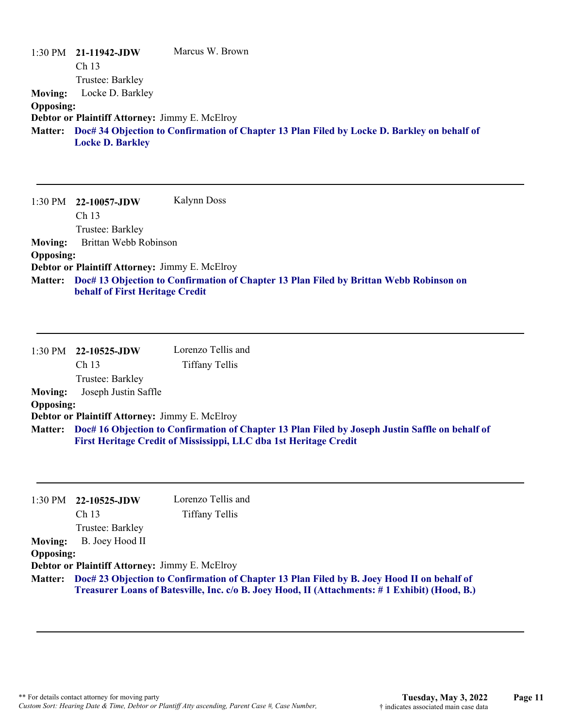1:30 PM **21-11942-JDW** Marcus W. Brown
Ch 13
Trustee: Barkley

**Moving:** Locke D. Barkley
**Opposing:**
**Debtor or Plaintiff Attorney:** Jimmy E. McElroy
**Matter:** **Doc# 34 Objection to Confirmation of Chapter 13 Plan Filed by Locke D. Barkley on behalf of Locke D. Barkley**

---

1:30 PM **22-10057-JDW** Kalynn Doss
Ch 13
Trustee: Barkley

**Moving:** Brittan Webb Robinson
**Opposing:**
**Debtor or Plaintiff Attorney:** Jimmy E. McElroy
**Matter:** **Doc# 13 Objection to Confirmation of Chapter 13 Plan Filed by Brittan Webb Robinson on behalf of First Heritage Credit**

---

1:30 PM **22-10525-JDW** Lorenzo Tellis and Tiffany Tellis
Ch 13
Trustee: Barkley

**Moving:** Joseph Justin Saffle
**Opposing:**
**Debtor or Plaintiff Attorney:** Jimmy E. McElroy
**Matter:** **Doc# 16 Objection to Confirmation of Chapter 13 Plan Filed by Joseph Justin Saffle on behalf of First Heritage Credit of Mississippi, LLC dba 1st Heritage Credit**

---

1:30 PM **22-10525-JDW** Lorenzo Tellis and Tiffany Tellis
Ch 13
Trustee: Barkley

**Moving:** B. Joey Hood II
**Opposing:**
**Debtor or Plaintiff Attorney:** Jimmy E. McElroy
**Matter:** **Doc# 23 Objection to Confirmation of Chapter 13 Plan Filed by B. Joey Hood II on behalf of Treasurer Loans of Batesville, Inc. c/o B. Joey Hood, II (Attachments: # 1 Exhibit) (Hood, B.)**

---

** For details contact attorney for moving party
*Custom Sort: Hearing Date & Time, Debtor or Plantiff Atty ascending, Parent Case #, Case Number,*

**Tuesday, May 3, 2022**
† indicates associated main case data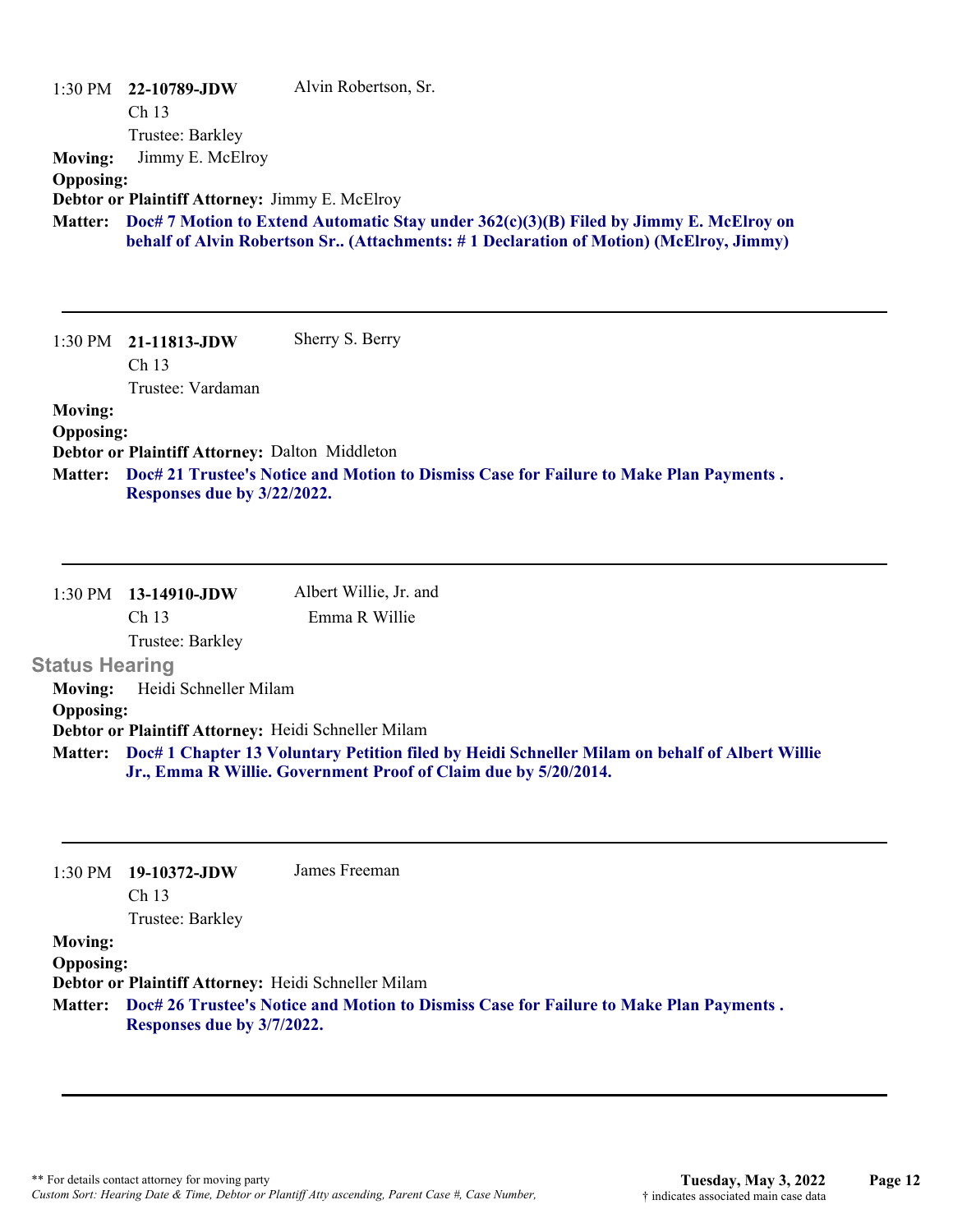1:30 PM **22-10789-JDW** Alvin Robertson, Sr.
Ch 13
Trustee: Barkley

**Moving:** Jimmy E. McElroy
**Opposing:**
**Debtor or Plaintiff Attorney:** Jimmy E. McElroy
**Matter:** **Doc# 7 Motion to Extend Automatic Stay under 362(c)(3)(B) Filed by Jimmy E. McElroy on behalf of Alvin Robertson Sr.. (Attachments: # 1 Declaration of Motion) (McElroy, Jimmy)**

---

1:30 PM **21-11813-JDW** Sherry S. Berry
Ch 13
Trustee: Vardaman

**Moving:**
**Opposing:**
**Debtor or Plaintiff Attorney:** Dalton Middleton
**Matter:** **Doc# 21 Trustee's Notice and Motion to Dismiss Case for Failure to Make Plan Payments . Responses due by 3/22/2022.**

---

1:30 PM **13-14910-JDW** Albert Willie, Jr. and Emma R Willie
Ch 13
Trustee: Barkley

**Status Hearing**

**Moving:** Heidi Schneller Milam
**Opposing:**
**Debtor or Plaintiff Attorney:** Heidi Schneller Milam
**Matter:** **Doc# 1 Chapter 13 Voluntary Petition filed by Heidi Schneller Milam on behalf of Albert Willie Jr., Emma R Willie. Government Proof of Claim due by 5/20/2014.**

---

1:30 PM **19-10372-JDW** James Freeman
Ch 13
Trustee: Barkley

**Moving:**
**Opposing:**
**Debtor or Plaintiff Attorney:** Heidi Schneller Milam
**Matter:** **Doc# 26 Trustee's Notice and Motion to Dismiss Case for Failure to Make Plan Payments . Responses due by 3/7/2022.**

---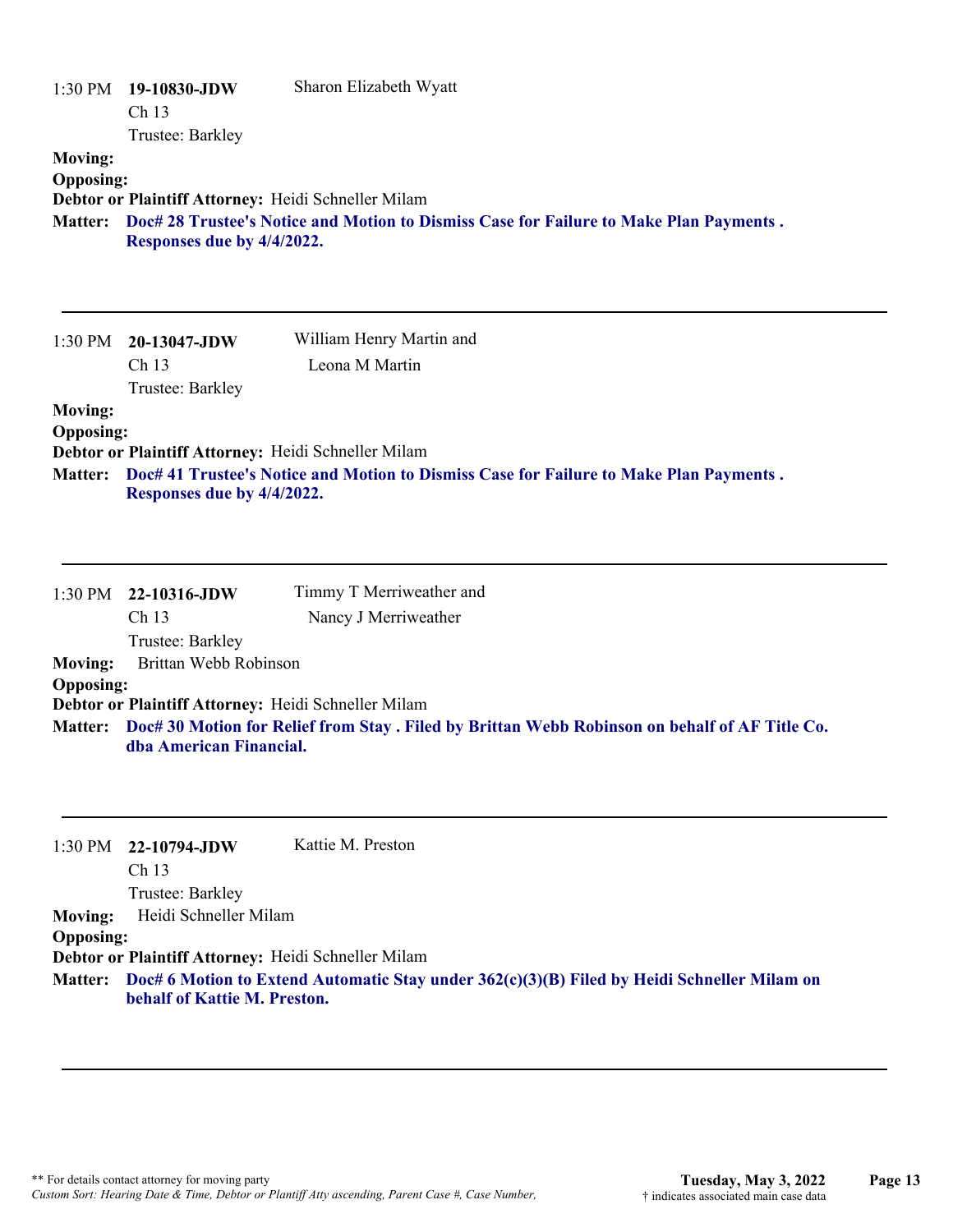1:30 PM **19-10830-JDW** Sharon Elizabeth Wyatt
Ch 13
Trustee: Barkley

**Moving:**
**Opposing:**
**Debtor or Plaintiff Attorney:** Heidi Schneller Milam
**Matter:** **Doc# 28 Trustee's Notice and Motion to Dismiss Case for Failure to Make Plan Payments . Responses due by 4/4/2022.**

---

1:30 PM **20-13047-JDW** William Henry Martin and Leona M Martin
Ch 13
Trustee: Barkley

**Moving:**
**Opposing:**
**Debtor or Plaintiff Attorney:** Heidi Schneller Milam
**Matter:** **Doc# 41 Trustee's Notice and Motion to Dismiss Case for Failure to Make Plan Payments . Responses due by 4/4/2022.**

---

1:30 PM **22-10316-JDW** Timmy T Merriweather and Nancy J Merriweather
Ch 13
Trustee: Barkley

**Moving:** Brittan Webb Robinson
**Opposing:**
**Debtor or Plaintiff Attorney:** Heidi Schneller Milam
**Matter:** **Doc# 30 Motion for Relief from Stay . Filed by Brittan Webb Robinson on behalf of AF Title Co. dba American Financial.**

---

1:30 PM **22-10794-JDW** Kattie M. Preston
Ch 13
Trustee: Barkley

**Moving:** Heidi Schneller Milam
**Opposing:**
**Debtor or Plaintiff Attorney:** Heidi Schneller Milam
**Matter:** **Doc# 6 Motion to Extend Automatic Stay under 362(c)(3)(B) Filed by Heidi Schneller Milam on behalf of Kattie M. Preston.**

---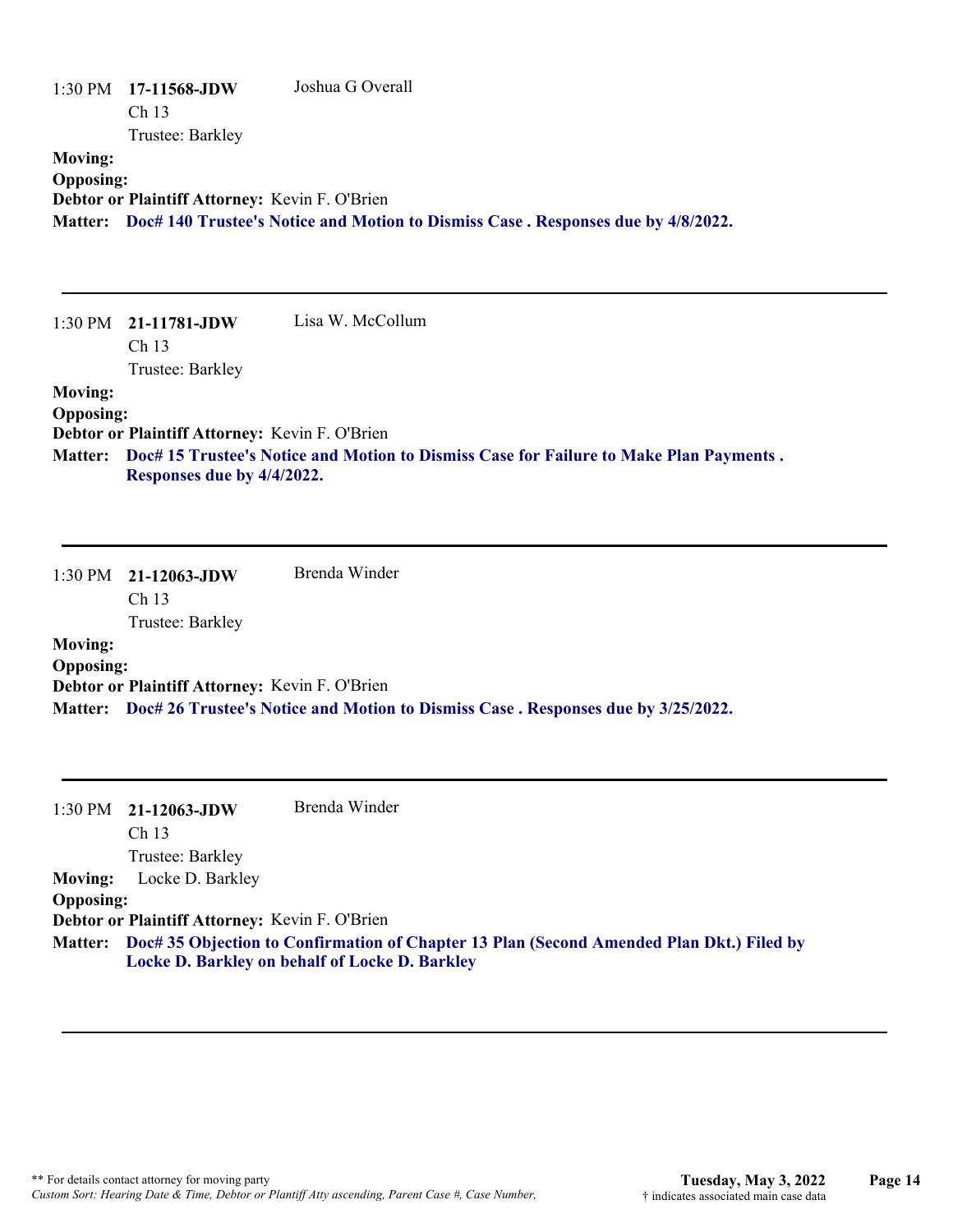1:30 PM **17-11568-JDW** Joshua G Overall
Ch 13
Trustee: Barkley

**Moving:**
**Opposing:**
**Debtor or Plaintiff Attorney:** Kevin F. O'Brien
**Matter:** **Doc# 140 Trustee's Notice and Motion to Dismiss Case . Responses due by 4/8/2022.**

---

1:30 PM **21-11781-JDW** Lisa W. McCollum
Ch 13
Trustee: Barkley

**Moving:**
**Opposing:**
**Debtor or Plaintiff Attorney:** Kevin F. O'Brien
**Matter:** **Doc# 15 Trustee's Notice and Motion to Dismiss Case for Failure to Make Plan Payments . Responses due by 4/4/2022.**

---

1:30 PM **21-12063-JDW** Brenda Winder
Ch 13
Trustee: Barkley

**Moving:**
**Opposing:**
**Debtor or Plaintiff Attorney:** Kevin F. O'Brien
**Matter:** **Doc# 26 Trustee's Notice and Motion to Dismiss Case . Responses due by 3/25/2022.**

---

1:30 PM **21-12063-JDW** Brenda Winder
Ch 13
Trustee: Barkley

**Moving:** Locke D. Barkley
**Opposing:**
**Debtor or Plaintiff Attorney:** Kevin F. O'Brien
**Matter:** **Doc# 35 Objection to Confirmation of Chapter 13 Plan (Second Amended Plan Dkt.) Filed by Locke D. Barkley on behalf of Locke D. Barkley**

---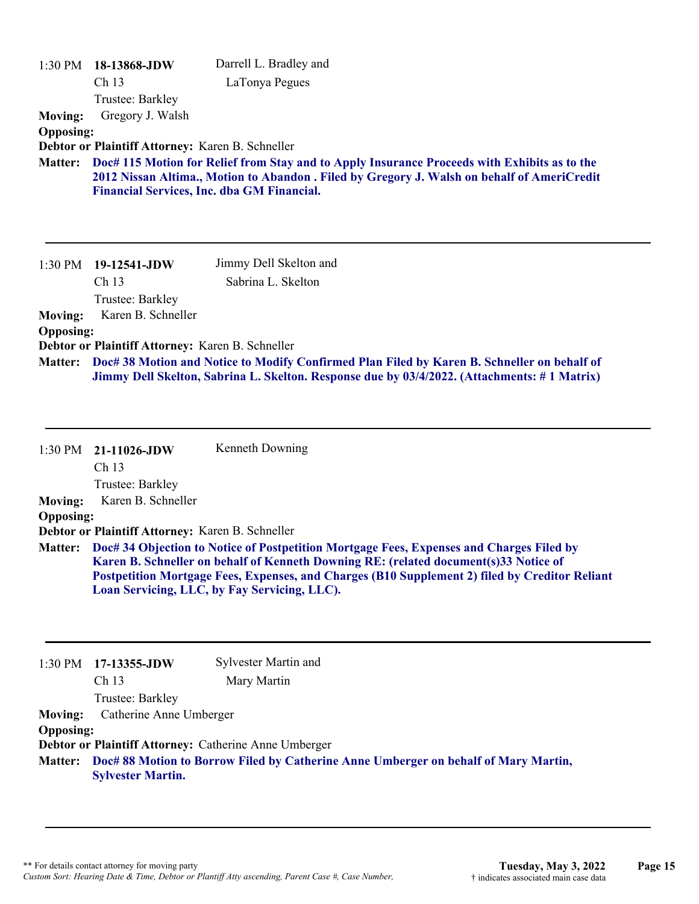1:30 PM **18-13868-JDW**
Ch 13
Trustee: Barkley

Darrell L. Bradley and
LaTonya Pegues

**Moving:** Gregory J. Walsh
**Opposing:**
**Debtor or Plaintiff Attorney:** Karen B. Schneller
**Matter:** **Doc# 115 Motion for Relief from Stay and to Apply Insurance Proceeds with Exhibits as to the 2012 Nissan Altima., Motion to Abandon . Filed by Gregory J. Walsh on behalf of AmeriCredit Financial Services, Inc. dba GM Financial.**

---

1:30 PM **19-12541-JDW**
Ch 13
Trustee: Barkley

Jimmy Dell Skelton and
Sabrina L. Skelton

**Moving:** Karen B. Schneller
**Opposing:**
**Debtor or Plaintiff Attorney:** Karen B. Schneller
**Matter:** **Doc# 38 Motion and Notice to Modify Confirmed Plan Filed by Karen B. Schneller on behalf of Jimmy Dell Skelton, Sabrina L. Skelton. Response due by 03/4/2022. (Attachments: # 1 Matrix)**

---

1:30 PM **21-11026-JDW**
Ch 13
Trustee: Barkley

Kenneth Downing

**Moving:** Karen B. Schneller
**Opposing:**
**Debtor or Plaintiff Attorney:** Karen B. Schneller
**Matter:** **Doc# 34 Objection to Notice of Postpetition Mortgage Fees, Expenses and Charges Filed by Karen B. Schneller on behalf of Kenneth Downing RE: (related document(s)33 Notice of Postpetition Mortgage Fees, Expenses, and Charges (B10 Supplement 2) filed by Creditor Reliant Loan Servicing, LLC, by Fay Servicing, LLC).**

---

1:30 PM **17-13355-JDW**
Ch 13
Trustee: Barkley

Sylvester Martin and
Mary Martin

**Moving:** Catherine Anne Umberger
**Opposing:**
**Debtor or Plaintiff Attorney:** Catherine Anne Umberger
**Matter:** **Doc# 88 Motion to Borrow Filed by Catherine Anne Umberger on behalf of Mary Martin, Sylvester Martin.**

---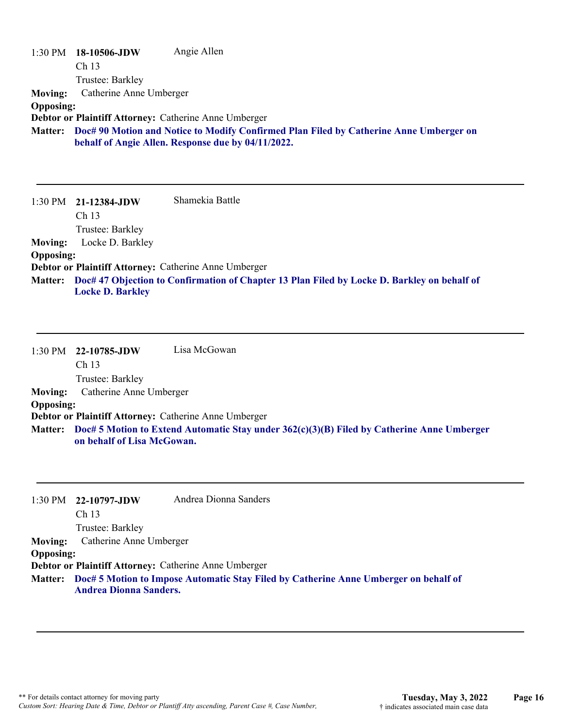1:30 PM **18-10506-JDW** Angie Allen
Ch 13
Trustee: Barkley

**Moving:** Catherine Anne Umberger

**Opposing:**

**Debtor or Plaintiff Attorney:** Catherine Anne Umberger

**Matter:** **Doc# 90 Motion and Notice to Modify Confirmed Plan Filed by Catherine Anne Umberger on behalf of Angie Allen. Response due by 04/11/2022.**

---

1:30 PM **21-12384-JDW** Shamekia Battle
Ch 13
Trustee: Barkley

**Moving:** Locke D. Barkley

**Opposing:**

**Debtor or Plaintiff Attorney:** Catherine Anne Umberger

**Matter:** **Doc# 47 Objection to Confirmation of Chapter 13 Plan Filed by Locke D. Barkley on behalf of Locke D. Barkley**

---

1:30 PM **22-10785-JDW** Lisa McGowan
Ch 13
Trustee: Barkley

**Moving:** Catherine Anne Umberger

**Opposing:**

**Debtor or Plaintiff Attorney:** Catherine Anne Umberger

**Matter:** **Doc# 5 Motion to Extend Automatic Stay under 362(c)(3)(B) Filed by Catherine Anne Umberger on behalf of Lisa McGowan.**

---

1:30 PM **22-10797-JDW** Andrea Dionna Sanders
Ch 13
Trustee: Barkley

**Moving:** Catherine Anne Umberger

**Opposing:**

**Debtor or Plaintiff Attorney:** Catherine Anne Umberger

**Matter:** **Doc# 5 Motion to Impose Automatic Stay Filed by Catherine Anne Umberger on behalf of Andrea Dionna Sanders.**

---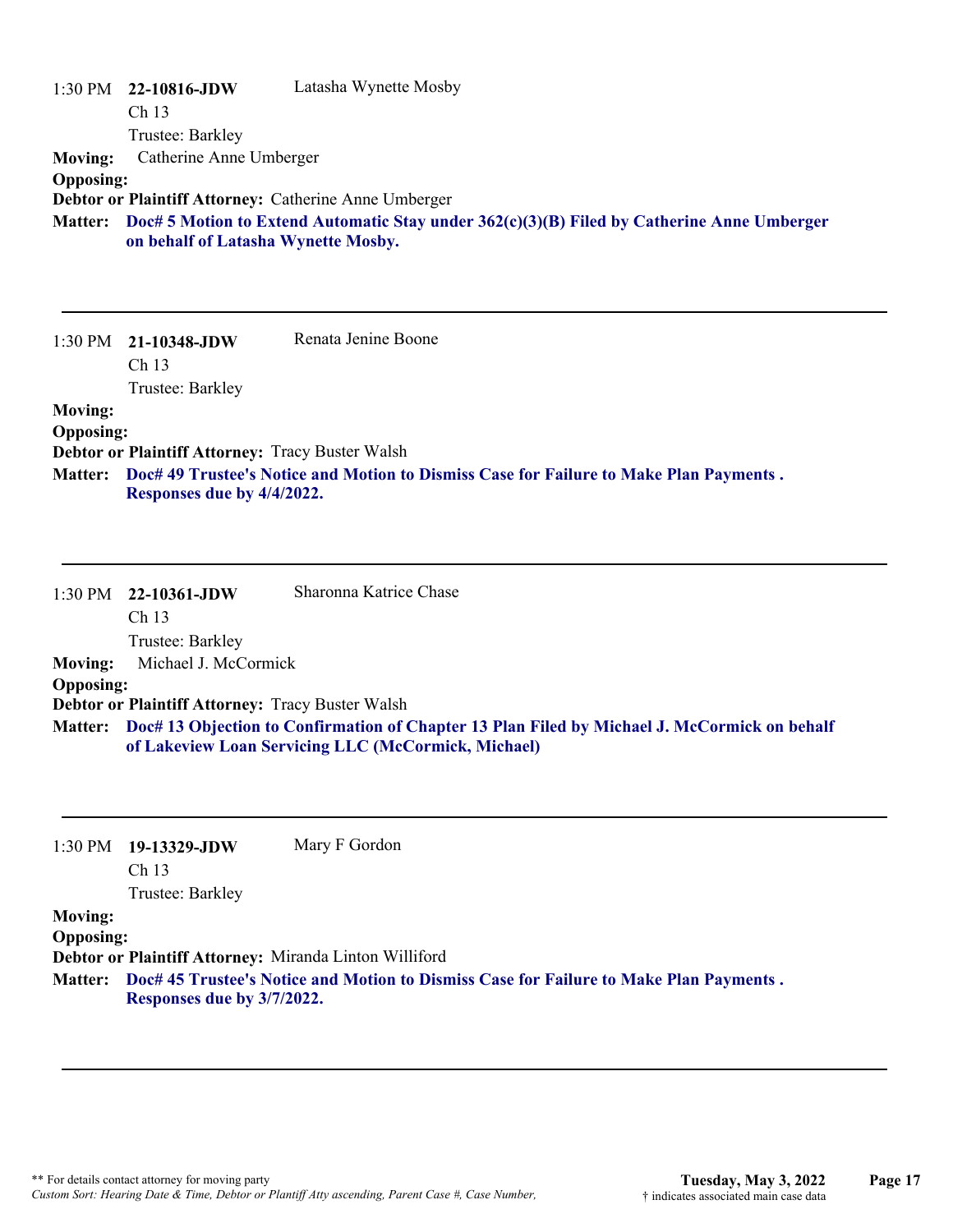1:30 PM **22-10816-JDW** Latasha Wynette Mosby
Ch 13
Trustee: Barkley

**Moving:** Catherine Anne Umberger
**Opposing:**
**Debtor or Plaintiff Attorney:** Catherine Anne Umberger
**Matter:** **Doc# 5 Motion to Extend Automatic Stay under 362(c)(3)(B) Filed by Catherine Anne Umberger on behalf of Latasha Wynette Mosby.**

---

1:30 PM **21-10348-JDW** Renata Jenine Boone
Ch 13
Trustee: Barkley

**Moving:**
**Opposing:**
**Debtor or Plaintiff Attorney:** Tracy Buster Walsh
**Matter:** **Doc# 49 Trustee's Notice and Motion to Dismiss Case for Failure to Make Plan Payments . Responses due by 4/4/2022.**

---

1:30 PM **22-10361-JDW** Sharonna Katrice Chase
Ch 13
Trustee: Barkley

**Moving:** Michael J. McCormick
**Opposing:**
**Debtor or Plaintiff Attorney:** Tracy Buster Walsh
**Matter:** **Doc# 13 Objection to Confirmation of Chapter 13 Plan Filed by Michael J. McCormick on behalf of Lakeview Loan Servicing LLC (McCormick, Michael)**

---

1:30 PM **19-13329-JDW** Mary F Gordon
Ch 13
Trustee: Barkley

**Moving:**
**Opposing:**
**Debtor or Plaintiff Attorney:** Miranda Linton Williford
**Matter:** **Doc# 45 Trustee's Notice and Motion to Dismiss Case for Failure to Make Plan Payments . Responses due by 3/7/2022.**

---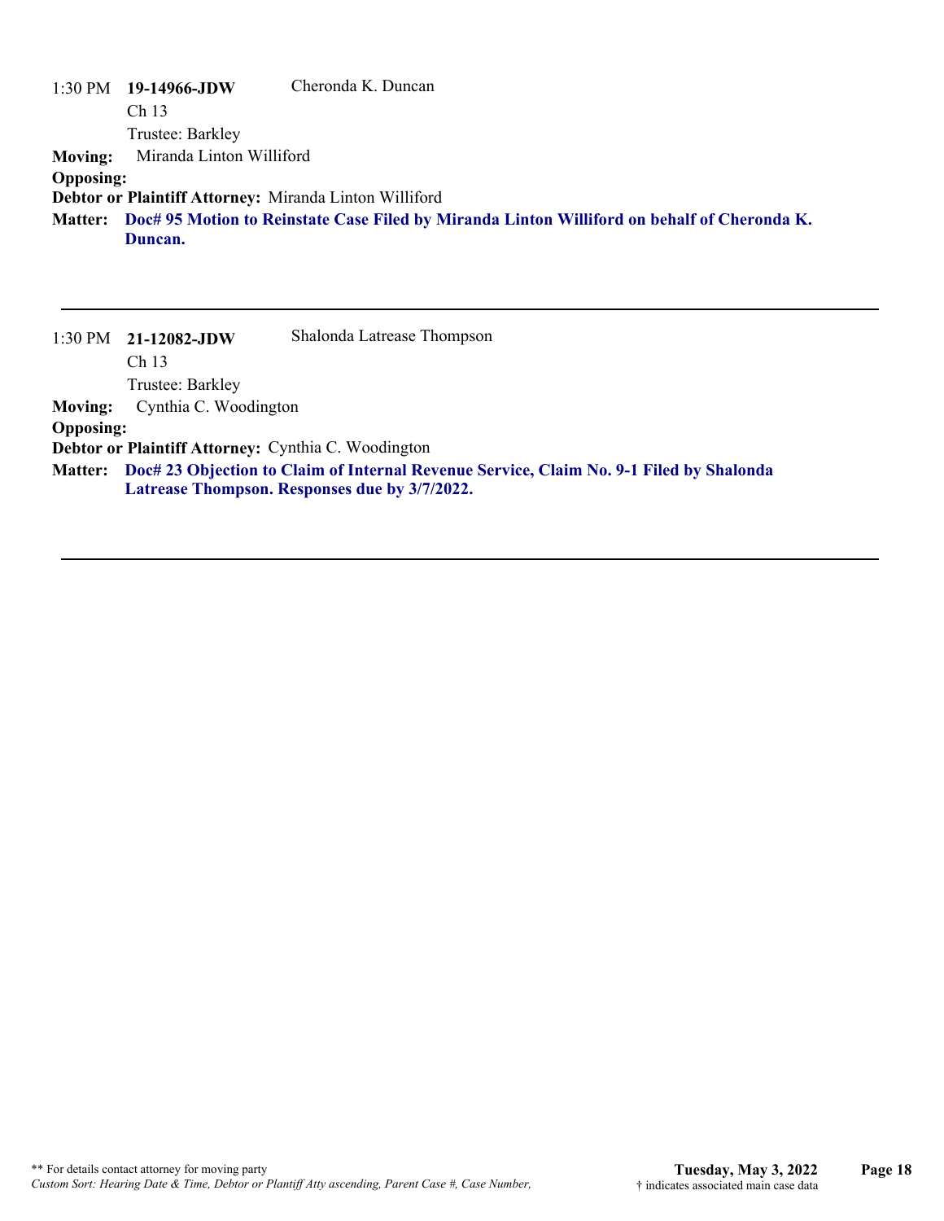1:30 PM **19-14966-JDW** Cheronda K. Duncan

Ch 13

Trustee: Barkley

**Moving:** Miranda Linton Williford

**Opposing:**

**Debtor or Plaintiff Attorney:** Miranda Linton Williford

**Matter:** **Doc# 95 Motion to Reinstate Case Filed by Miranda Linton Williford on behalf of Cheronda K. Duncan.**

---

1:30 PM **21-12082-JDW** Shalonda Latrease Thompson

Ch 13

Trustee: Barkley

**Moving:** Cynthia C. Woodington

**Opposing:**

**Debtor or Plaintiff Attorney:** Cynthia C. Woodington

**Matter:** **Doc# 23 Objection to Claim of Internal Revenue Service, Claim No. 9-1 Filed by Shalonda Latrease Thompson. Responses due by 3/7/2022.**

---